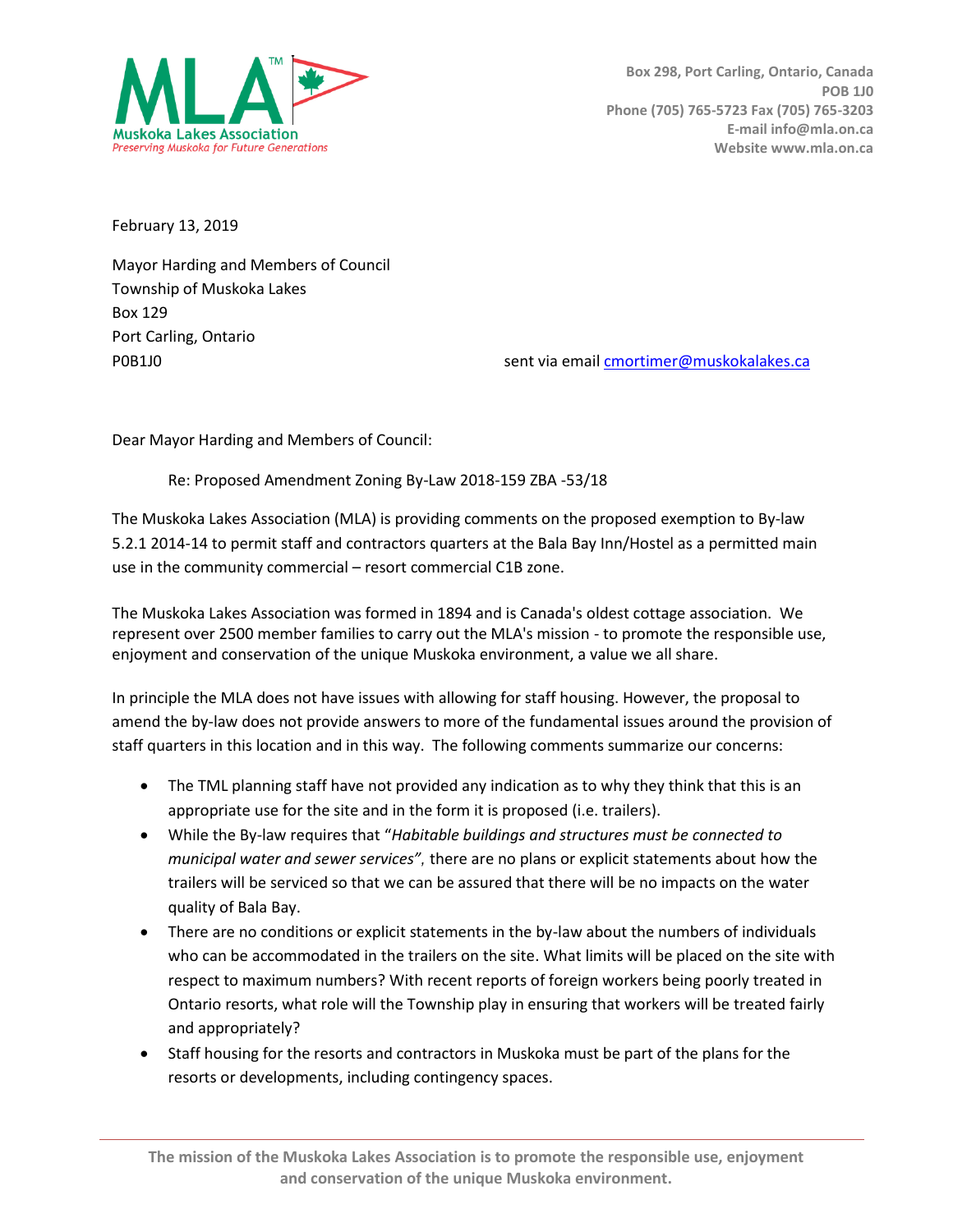Muskoka Lakes Association
*Preserving Muskoka for Future Generations*

Box 298, Port Carling, Ontario, Canada
POB 1J0
Phone (705) 765-5723 Fax (705) 765-3203
E-mail info@mla.on.ca
Website www.mla.on.ca

February 13, 2019

Mayor Harding and Members of Council
Township of Muskoka Lakes
Box 129
Port Carling, Ontario
P0B1J0

sent via email cmortimer@muskokalakes.ca

Dear Mayor Harding and Members of Council:

Re: Proposed Amendment Zoning By-Law 2018-159 ZBA -53/18

The Muskoka Lakes Association (MLA) is providing comments on the proposed exemption to By-law 5.2.1 2014-14 to permit staff and contractors quarters at the Bala Bay Inn/Hostel as a permitted main use in the community commercial – resort commercial C1B zone.

The Muskoka Lakes Association was formed in 1894 and is Canada's oldest cottage association. We represent over 2500 member families to carry out the MLA's mission - to promote the responsible use, enjoyment and conservation of the unique Muskoka environment, a value we all share.

In principle the MLA does not have issues with allowing for staff housing. However, the proposal to amend the by-law does not provide answers to more of the fundamental issues around the provision of staff quarters in this location and in this way. The following comments summarize our concerns:

- The TML planning staff have not provided any indication as to why they think that this is an appropriate use for the site and in the form it is proposed (i.e. trailers).
- While the By-law requires that "*Habitable buildings and structures must be connected to municipal water and sewer services*", there are no plans or explicit statements about how the trailers will be serviced so that we can be assured that there will be no impacts on the water quality of Bala Bay.
- There are no conditions or explicit statements in the by-law about the numbers of individuals who can be accommodated in the trailers on the site. What limits will be placed on the site with respect to maximum numbers? With recent reports of foreign workers being poorly treated in Ontario resorts, what role will the Township play in ensuring that workers will be treated fairly and appropriately?
- Staff housing for the resorts and contractors in Muskoka must be part of the plans for the resorts or developments, including contingency spaces.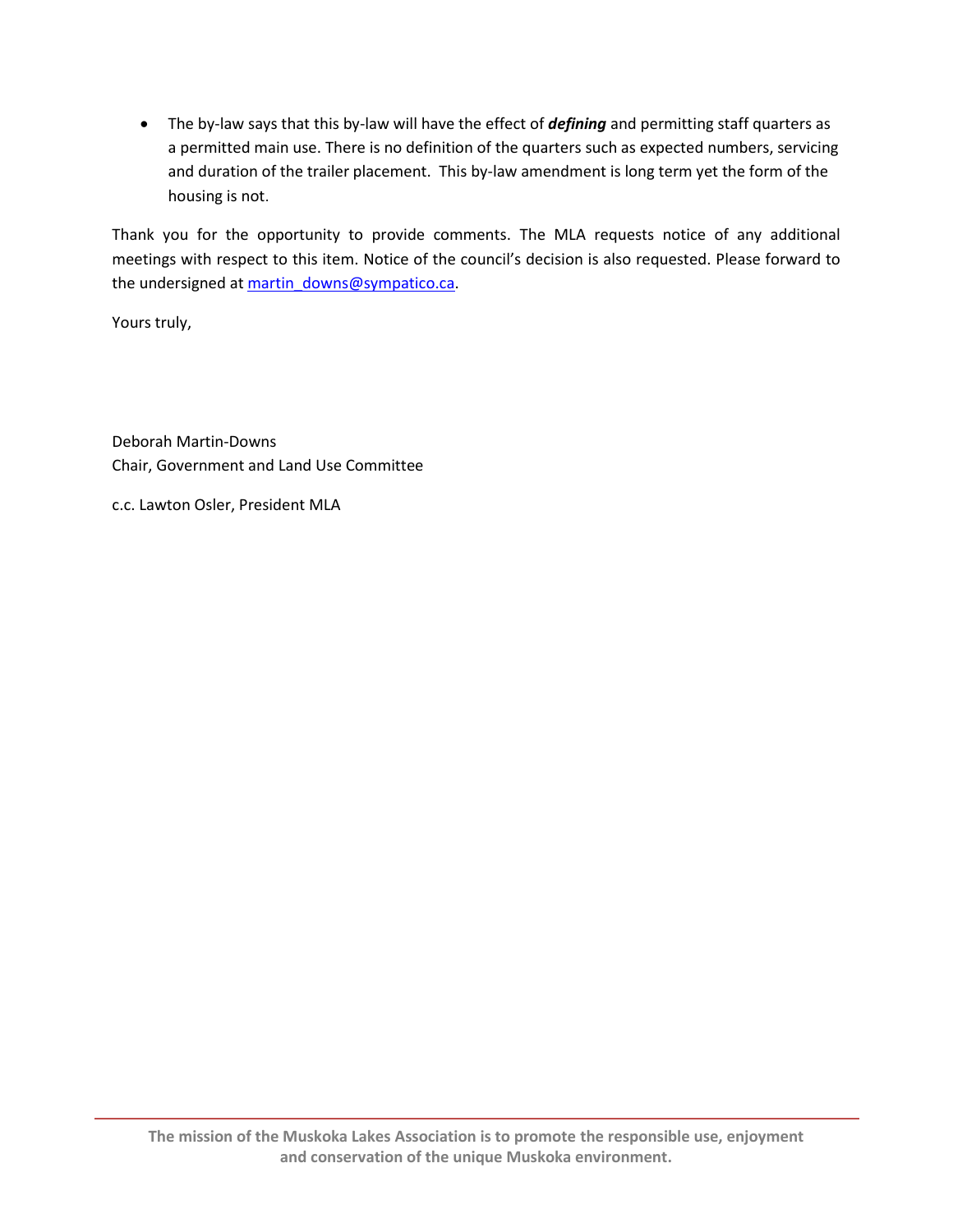- The by-law says that this by-law will have the effect of ***defining*** and permitting staff quarters as a permitted main use. There is no definition of the quarters such as expected numbers, servicing and duration of the trailer placement. This by-law amendment is long term yet the form of the housing is not.

Thank you for the opportunity to provide comments. The MLA requests notice of any additional meetings with respect to this item. Notice of the council's decision is also requested. Please forward to the undersigned at martin_downs@sympatico.ca.

Yours truly,

Deborah Martin-Downs
Chair, Government and Land Use Committee

c.c. Lawton Osler, President MLA

**The mission of the Muskoka Lakes Association is to promote the responsible use, enjoyment and conservation of the unique Muskoka environment.**